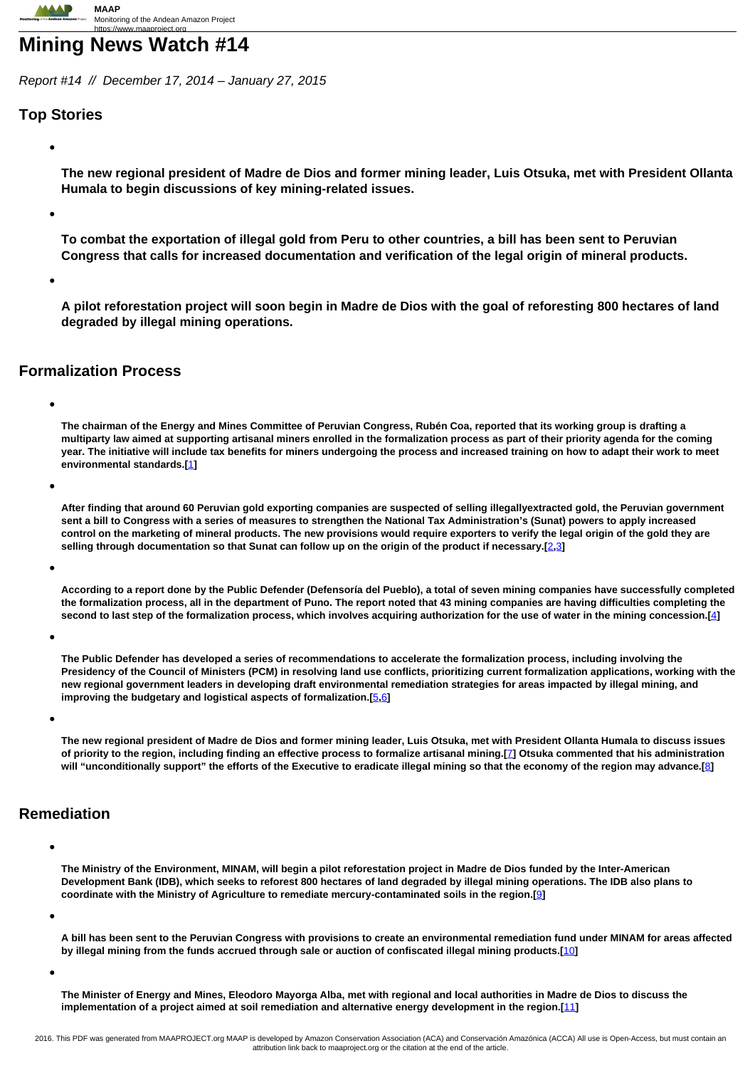# Mining News Watch #14

*Report #14 // December 17, 2014 – January 27, 2015*

## Top Stories

- **The new regional president of Madre de Dios and former mining leader, Luis Otsuka, met with President Ollanta Humala to begin discussions of key mining-related issues.**
- **To combat the exportation of illegal gold from Peru to other countries, a bill has been sent to Peruvian Congress that calls for increased documentation and verification of the legal origin of mineral products.**
- **A pilot reforestation project will soon begin in Madre de Dios with the goal of reforesting 800 hectares of land degraded by illegal mining operations.**

## Formalization Process

- **The chairman of the Energy and Mines Committee of Peruvian Congress, Rubén Coa, reported that its working group is drafting a multiparty law aimed at supporting artisanal miners enrolled in the formalization process as part of their priority agenda for the coming year. The initiative will include tax benefits for miners undergoing the process and increased training on how to adapt their work to meet environmental standards.[1]**
- **After finding that around 60 Peruvian gold exporting companies are suspected of selling illegallyextracted gold, the Peruvian government sent a bill to Congress with a series of measures to strengthen the National Tax Administration's (Sunat) powers to apply increased control on the marketing of mineral products. The new provisions would require exporters to verify the legal origin of the gold they are selling through documentation so that Sunat can follow up on the origin of the product if necessary.[2,3]**
- **According to a report done by the Public Defender (Defensoría del Pueblo), a total of seven mining companies have successfully completed the formalization process, all in the department of Puno. The report noted that 43 mining companies are having difficulties completing the second to last step of the formalization process, which involves acquiring authorization for the use of water in the mining concession.[4]**
- **The Public Defender has developed a series of recommendations to accelerate the formalization process, including involving the Presidency of the Council of Ministers (PCM) in resolving land use conflicts, prioritizing current formalization applications, working with the new regional government leaders in developing draft environmental remediation strategies for areas impacted by illegal mining, and improving the budgetary and logistical aspects of formalization.[5,6]**
- **The new regional president of Madre de Dios and former mining leader, Luis Otsuka, met with President Ollanta Humala to discuss issues of priority to the region, including finding an effective process to formalize artisanal mining.[7] Otsuka commented that his administration will "unconditionally support" the efforts of the Executive to eradicate illegal mining so that the economy of the region may advance.[8]**

## Remediation

- **The Ministry of the Environment, MINAM, will begin a pilot reforestation project in Madre de Dios funded by the Inter-American Development Bank (IDB), which seeks to reforest 800 hectares of land degraded by illegal mining operations. The IDB also plans to coordinate with the Ministry of Agriculture to remediate mercury-contaminated soils in the region.[9]**
- **A bill has been sent to the Peruvian Congress with provisions to create an environmental remediation fund under MINAM for areas affected by illegal mining from the funds accrued through sale or auction of confiscated illegal mining products.[10]**
- **The Minister of Energy and Mines, Eleodoro Mayorga Alba, met with regional and local authorities in Madre de Dios to discuss the implementation of a project aimed at soil remediation and alternative energy development in the region.[11]**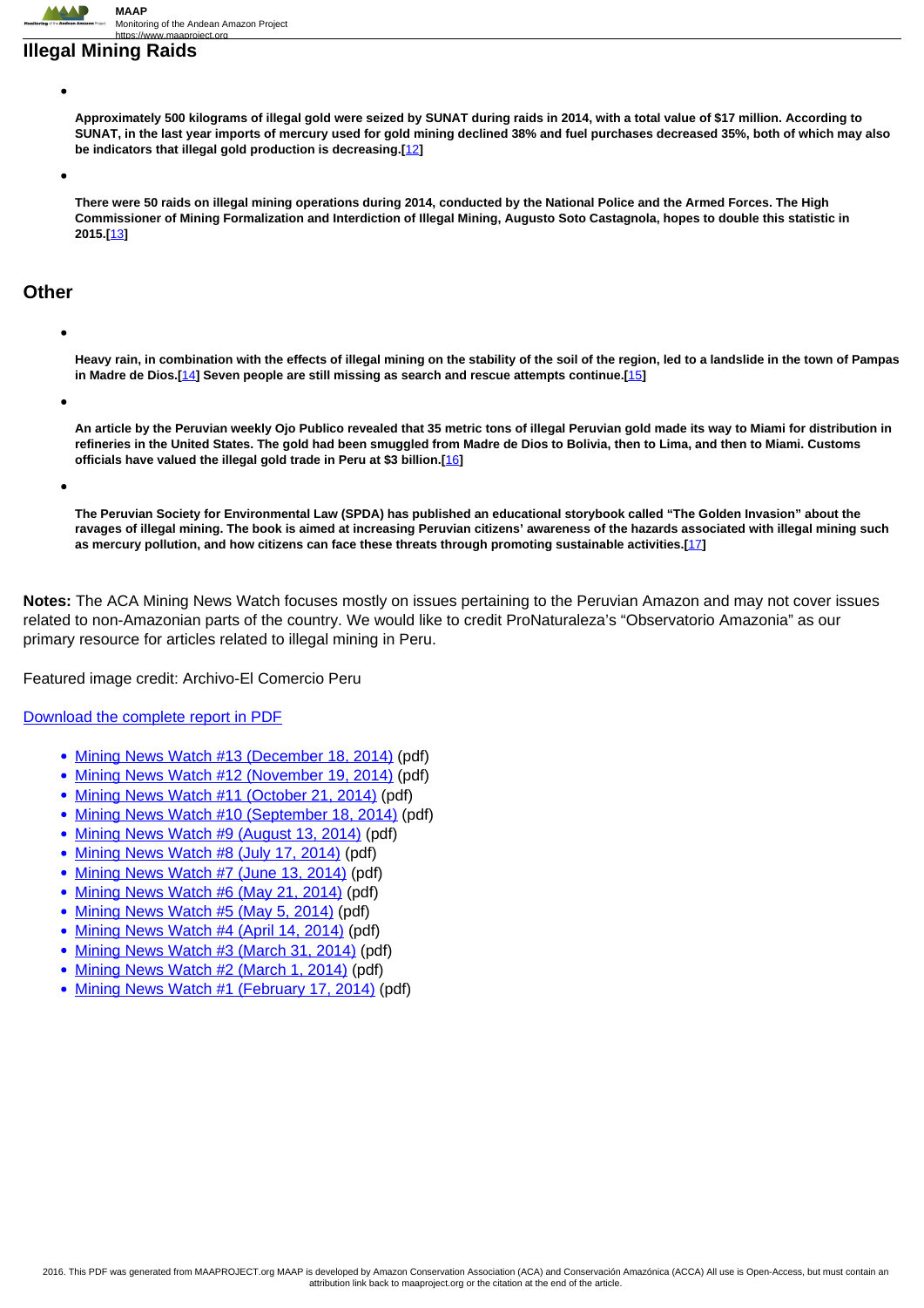## Illegal Mining Raids

- **Approximately 500 kilograms of illegal gold were seized by SUNAT during raids in 2014, with a total value of $17 million. According to SUNAT, in the last year imports of mercury used for gold mining declined 38% and fuel purchases decreased 35%, both of which may also be indicators that illegal gold production is decreasing.[12]**

- **There were 50 raids on illegal mining operations during 2014, conducted by the National Police and the Armed Forces. The High Commissioner of Mining Formalization and Interdiction of Illegal Mining, Augusto Soto Castagnola, hopes to double this statistic in 2015.[13]**

## Other

- **Heavy rain, in combination with the effects of illegal mining on the stability of the soil of the region, led to a landslide in the town of Pampas in Madre de Dios.[14] Seven people are still missing as search and rescue attempts continue.[15]**

- **An article by the Peruvian weekly Ojo Publico revealed that 35 metric tons of illegal Peruvian gold made its way to Miami for distribution in refineries in the United States. The gold had been smuggled from Madre de Dios to Bolivia, then to Lima, and then to Miami. Customs officials have valued the illegal gold trade in Peru at $3 billion.[16]**

- **The Peruvian Society for Environmental Law (SPDA) has published an educational storybook called "The Golden Invasion" about the ravages of illegal mining. The book is aimed at increasing Peruvian citizens' awareness of the hazards associated with illegal mining such as mercury pollution, and how citizens can face these threats through promoting sustainable activities.[17]**

**Notes:** The ACA Mining News Watch focuses mostly on issues pertaining to the Peruvian Amazon and may not cover issues related to non-Amazonian parts of the country. We would like to credit ProNaturaleza's "Observatorio Amazonia" as our primary resource for articles related to illegal mining in Peru.

Featured image credit: Archivo-El Comercio Peru

Download the complete report in PDF

- Mining News Watch #13 (December 18, 2014) (pdf)
- Mining News Watch #12 (November 19, 2014) (pdf)
- Mining News Watch #11 (October 21, 2014) (pdf)
- Mining News Watch #10 (September 18, 2014) (pdf)
- Mining News Watch #9 (August 13, 2014) (pdf)
- Mining News Watch #8 (July 17, 2014) (pdf)
- Mining News Watch #7 (June 13, 2014) (pdf)
- Mining News Watch #6 (May 21, 2014) (pdf)
- Mining News Watch #5 (May 5, 2014) (pdf)
- Mining News Watch #4 (April 14, 2014) (pdf)
- Mining News Watch #3 (March 31, 2014) (pdf)
- Mining News Watch #2 (March 1, 2014) (pdf)
- Mining News Watch #1 (February 17, 2014) (pdf)